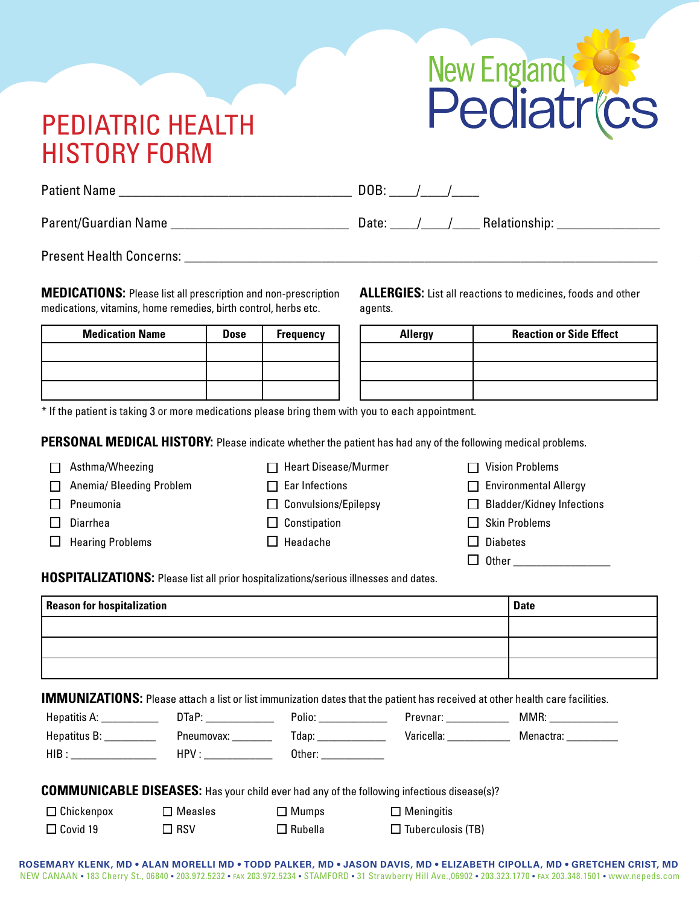New England Pediatrics

# PEDIATRIC HEALTH HISTORY FORM

Patient Name ___________________________________ DOB: ____/____/____

Parent/Guardian Name ___________________________ Date: ____/____/____ Relationship: ______________

Present Health Concerns: ______________________________________________________________________

**MEDICATIONS:** Please list all prescription and non-prescription medications, vitamins, home remedies, birth control, herbs etc.

| Medication Name | Dose | Frequency |
|---|---|---|
| | | |
| | | |
| | | |

**ALLERGIES:** List all reactions to medicines, foods and other agents.

| Allergy | Reaction or Side Effect |
|---|---|
| | |
| | |
| | |

* If the patient is taking 3 or more medications please bring them with you to each appointment.

**PERSONAL MEDICAL HISTORY:** Please indicate whether the patient has had any of the following medical problems.

- ☐ Asthma/Wheezing
- ☐ Anemia/ Bleeding Problem
- ☐ Pneumonia
- ☐ Diarrhea
- ☐ Hearing Problems
- ☐ Heart Disease/Murmer
- ☐ Ear Infections
- ☐ Convulsions/Epilepsy
- ☐ Constipation
- ☐ Headache
- ☐ Vision Problems
- ☐ Environmental Allergy
- ☐ Bladder/Kidney Infections
- ☐ Skin Problems
- ☐ Diabetes
- ☐ Other ________________

**HOSPITALIZATIONS:** Please list all prior hospitalizations/serious illnesses and dates.

| Reason for hospitalization | Date |
|---|---|
| | |
| | |
| | |

**IMMUNIZATIONS:** Please attach a list or list immunization dates that the patient has received at other health care facilities.

Hepatitis A: __________ DTaP: ____________ Polio: ____________ Prevnar: ___________ MMR: ____________

Hepatitus B: _________ Pneumovax: _______ Tdap: ____________ Varicella: ___________ Menactra: _________

HIB : _______________ HPV : ____________ Other: ___________

**COMMUNICABLE DISEASES:** Has your child ever had any of the following infectious disease(s)?

- ☐ Chickenpox
- ☐ Measles
- ☐ Mumps
- ☐ Meningitis
- ☐ Covid 19
- ☐ RSV
- ☐ Rubella
- ☐ Tuberculosis (TB)

ROSEMARY KLENK, MD • ALAN MORELLI MD • TODD PALKER, MD • JASON DAVIS, MD • ELIZABETH CIPOLLA, MD • GRETCHEN CRIST, MD

NEW CANAAN • 183 Cherry St., 06840 • 203.972.5232 • FAX 203.972.5234 • STAMFORD • 31 Strawberry Hill Ave.,06902 • 203.323.1770 • FAX 203.348.1501 • www.neped.com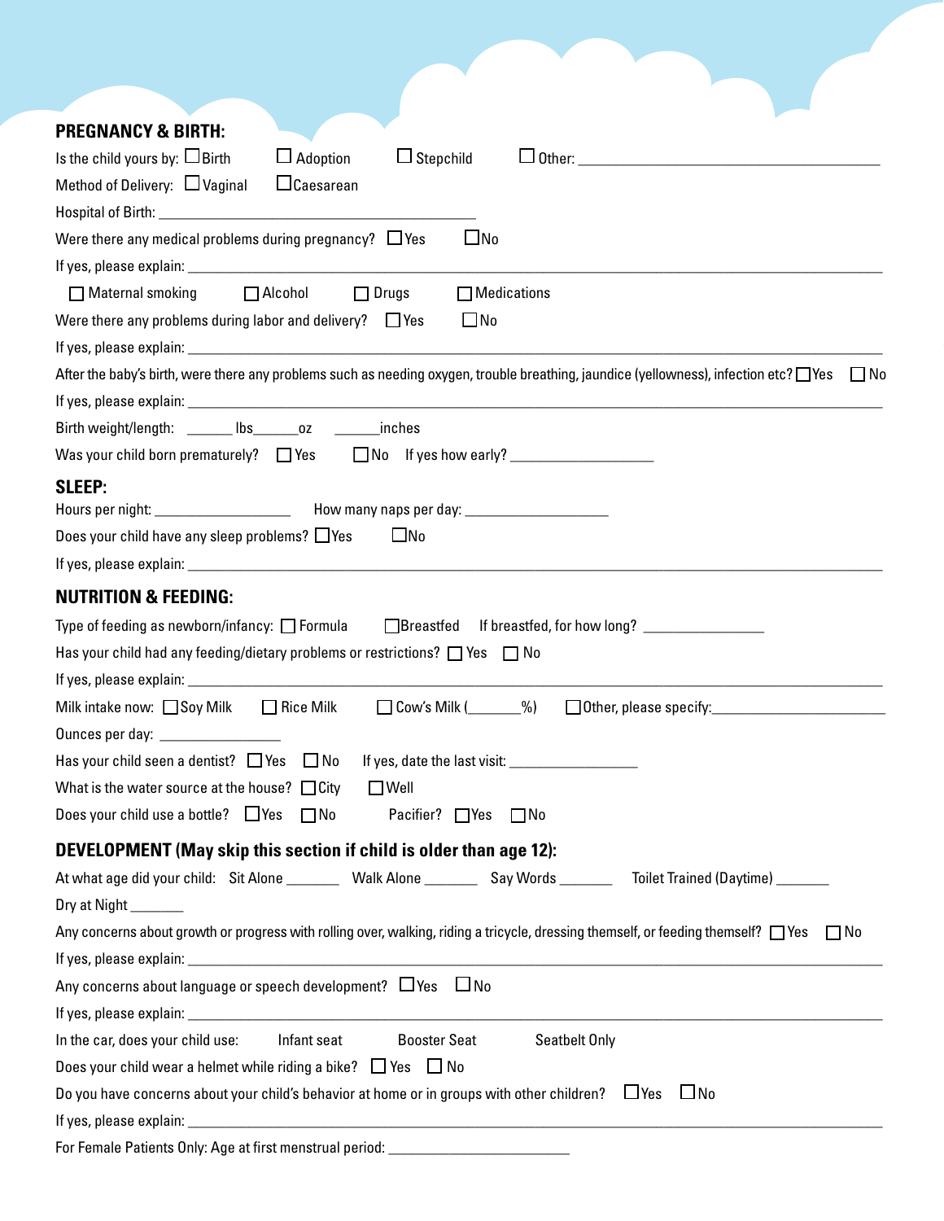## PREGNANCY & BIRTH:

Is the child yours by: ☐ Birth ☐ Adoption ☐ Stepchild ☐ Other: ___________________________

Method of Delivery: ☐ Vaginal ☐ Caesarean

Hospital of Birth: ___________________________

Were there any medical problems during pregnancy? ☐ Yes ☐ No

If yes, please explain: ___________________________

☐ Maternal smoking ☐ Alcohol ☐ Drugs ☐ Medications

Were there any problems during labor and delivery? ☐ Yes ☐ No

If yes, please explain: ___________________________

After the baby's birth, were there any problems such as needing oxygen, trouble breathing, jaundice (yellowness), infection etc? ☐ Yes ☐ No

If yes, please explain: ___________________________

Birth weight/length: ______ lbs ______ oz ______ inches

Was your child born prematurely? ☐ Yes ☐ No If yes how early? ___________________

## SLEEP:

Hours per night: ___________________ How many naps per day: ___________________

Does your child have any sleep problems? ☐ Yes ☐ No

If yes, please explain: ___________________________

## NUTRITION & FEEDING:

Type of feeding as newborn/infancy: ☐ Formula ☐ Breastfed If breastfed, for how long? _______________

Has your child had any feeding/dietary problems or restrictions? ☐ Yes ☐ No

If yes, please explain: ___________________________

Milk intake now: ☐ Soy Milk ☐ Rice Milk ☐ Cow's Milk (_______%) ☐ Other, please specify: ___________________

Ounces per day: _______________

Has your child seen a dentist? ☐ Yes ☐ No If yes, date the last visit: _______________

What is the water source at the house? ☐ City ☐ Well

Does your child use a bottle? ☐ Yes ☐ No Pacifier? ☐ Yes ☐ No

## DEVELOPMENT (May skip this section if child is older than age 12):

At what age did your child: Sit Alone _______ Walk Alone _______ Say Words _______ Toilet Trained (Daytime) _______

Dry at Night _______

Any concerns about growth or progress with rolling over, walking, riding a tricycle, dressing themself, or feeding themself? ☐ Yes ☐ No

If yes, please explain: ___________________________

Any concerns about language or speech development? ☐ Yes ☐ No

If yes, please explain: ___________________________

In the car, does your child use: Infant seat Booster Seat Seatbelt Only

Does your child wear a helmet while riding a bike? ☐ Yes ☐ No

Do you have concerns about your child's behavior at home or in groups with other children? ☐ Yes ☐ No

If yes, please explain: ___________________________

For Female Patients Only: Age at first menstrual period: ___________________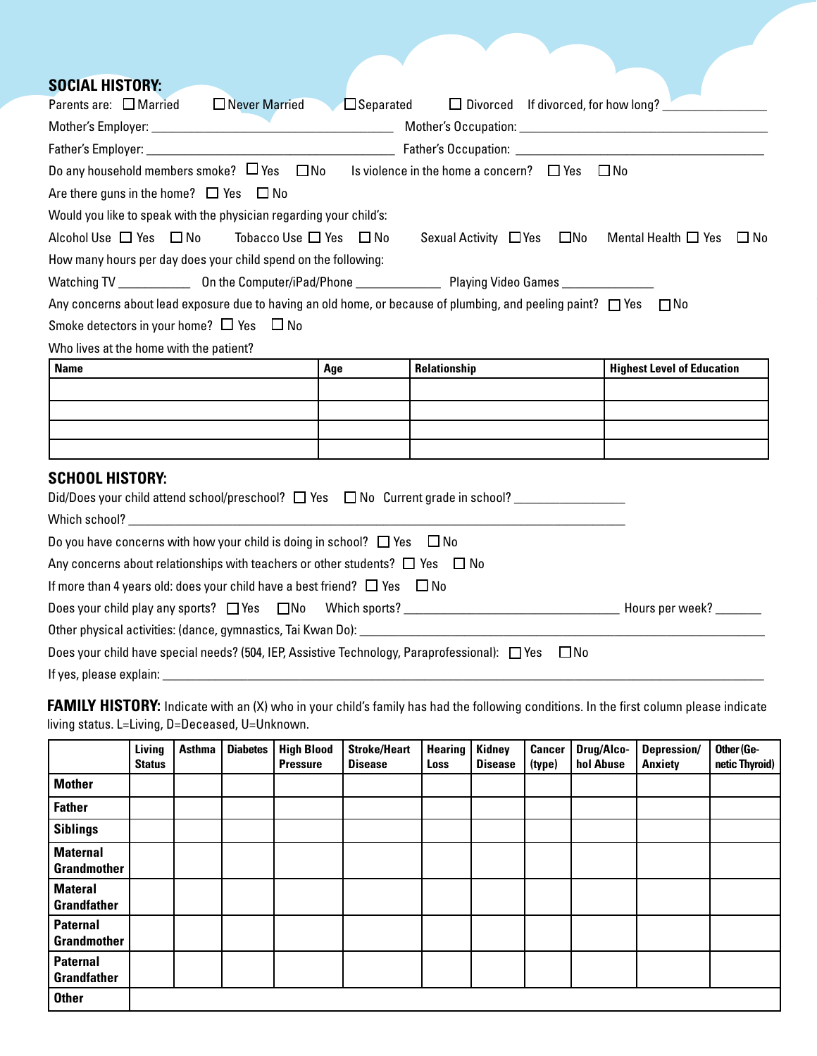## SOCIAL HISTORY:

Parents are: ☐ Married ☐ Never Married ☐ Separated ☐ Divorced If divorced, for how long? _______________

Mother's Employer: ___________________________________ Mother's Occupation: ___________________________________

Father's Employer: ___________________________________ Father's Occupation: ___________________________________

Do any household members smoke? ☐ Yes ☐ No Is violence in the home a concern? ☐ Yes ☐ No

Are there guns in the home? ☐ Yes ☐ No

Would you like to speak with the physician regarding your child's:

Alcohol Use ☐ Yes ☐ No Tobacco Use ☐ Yes ☐ No Sexual Activity ☐ Yes ☐ No Mental Health ☐ Yes ☐ No

How many hours per day does your child spend on the following:

Watching TV __________ On the Computer/iPad/Phone ____________ Playing Video Games _____________

Any concerns about lead exposure due to having an old home, or because of plumbing, and peeling paint? ☐ Yes ☐ No

Smoke detectors in your home? ☐ Yes ☐ No

Who lives at the home with the patient?

| Name | Age | Relationship | Highest Level of Education |
|---|---|---|---|
| | | | |
| | | | |
| | | | |
| | | | |

## SCHOOL HISTORY:

Did/Does your child attend school/preschool? ☐ Yes ☐ No Current grade in school? _______________

Which school? ___________________________________________________________________________

Do you have concerns with how your child is doing in school? ☐ Yes ☐ No

Any concerns about relationships with teachers or other students? ☐ Yes ☐ No

If more than 4 years old: does your child have a best friend? ☐ Yes ☐ No

Does your child play any sports? ☐ Yes ☐ No Which sports? ______________________________ Hours per week? _______

Other physical activities: (dance, gymnastics, Tai Kwan Do): ___________________________________________________________

Does your child have special needs? (504, IEP, Assistive Technology, Paraprofessional): ☐ Yes ☐ No

If yes, please explain: ___________________________________________________________________________

**FAMILY HISTORY:** Indicate with an (X) who in your child's family has had the following conditions. In the first column please indicate living status. L=Living, D=Deceased, U=Unknown.

| | Living Status | Asthma | Diabetes | High Blood Pressure | Stroke/Heart Disease | Hearing Loss | Kidney Disease | Cancer (type) | Drug/Alcohol Abuse | Depression/ Anxiety | Other (Genetic Thyroid) |
|---|---|---|---|---|---|---|---|---|---|---|---|
| **Mother** | | | | | | | | | | | |
| **Father** | | | | | | | | | | | |
| **Siblings** | | | | | | | | | | | |
| **Maternal Grandmother** | | | | | | | | | | | |
| **Materal Grandfather** | | | | | | | | | | | |
| **Paternal Grandmother** | | | | | | | | | | | |
| **Paternal Grandfather** | | | | | | | | | | | |
| **Other** | | | | | | | | | | | |